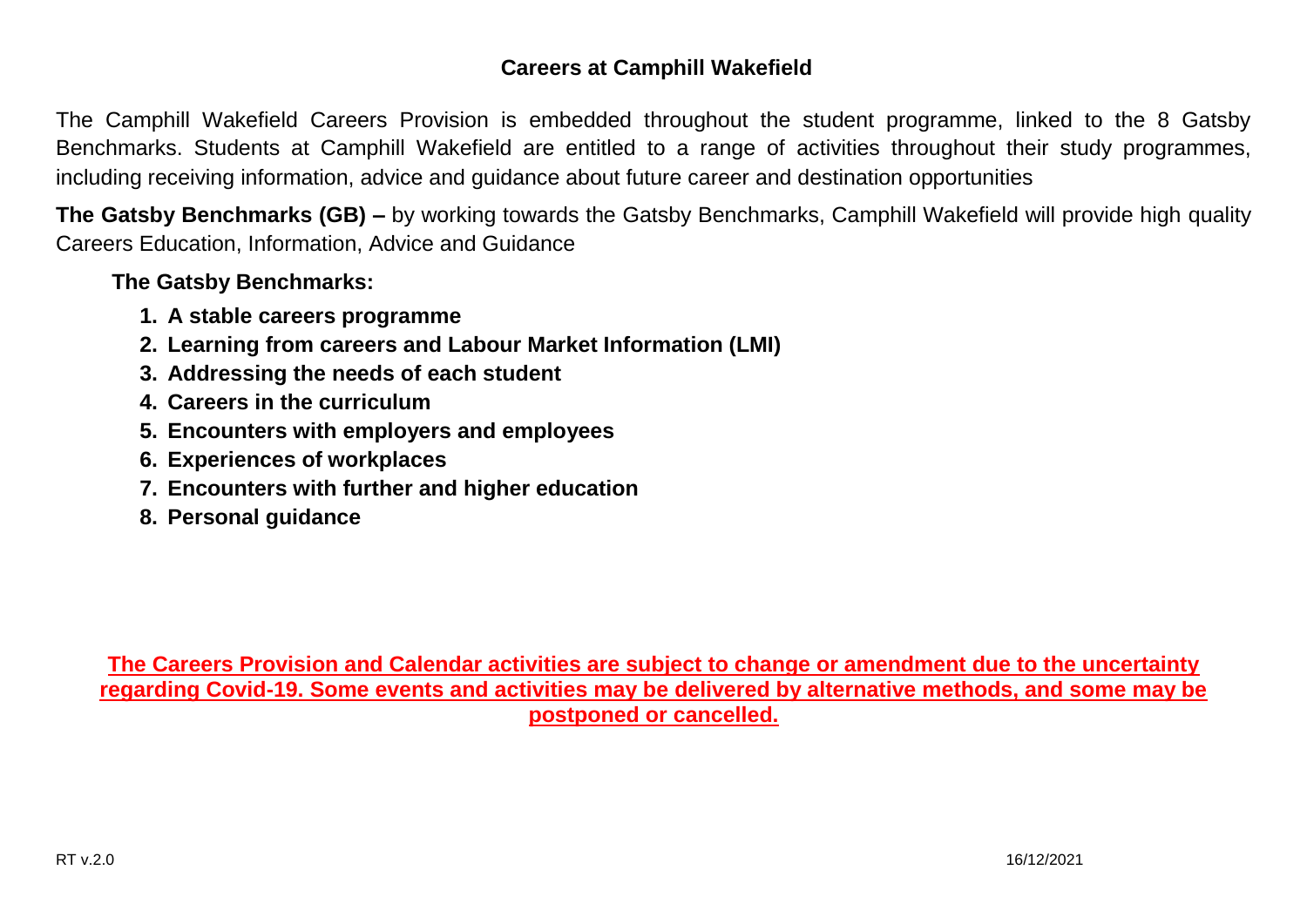# Careers at Camphill Wakefield

The Camphill Wakefield Careers Provision is embedded throughout the student programme, linked to the 8 Gatsby Benchmarks. Students at Camphill Wakefield are entitled to a range of activities throughout their study programmes, including receiving information, advice and guidance about future career and destination opportunities

**The Gatsby Benchmarks (GB) –** by working towards the Gatsby Benchmarks, Camphill Wakefield will provide high quality Careers Education, Information, Advice and Guidance

**The Gatsby Benchmarks:**

1. **A stable careers programme**
2. **Learning from careers and Labour Market Information (LMI)**
3. **Addressing the needs of each student**
4. **Careers in the curriculum**
5. **Encounters with employers and employees**
6. **Experiences of workplaces**
7. **Encounters with further and higher education**
8. **Personal guidance**

**The Careers Provision and Calendar activities are subject to change or amendment due to the uncertainty regarding Covid-19. Some events and activities may be delivered by alternative methods, and some may be postponed or cancelled.**

RT v.2.0 16/12/2021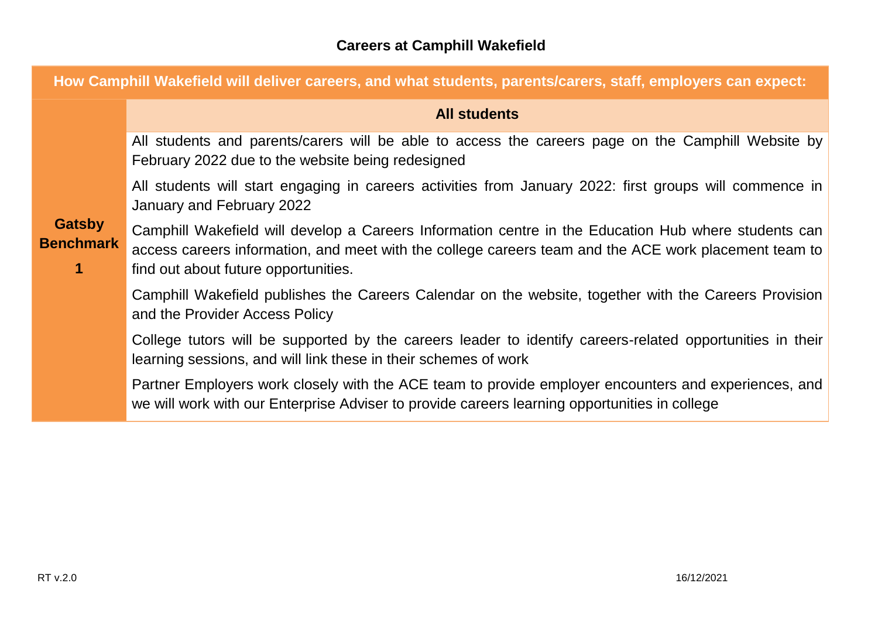## Careers at Camphill Wakefield

| How Camphill Wakefield will deliver careers, and what students, parents/carers, staff, employers can expect: | |
|---|---|
| | **All students** |
| **Gatsby Benchmark 1** | All students and parents/carers will be able to access the careers page on the Camphill Website by February 2022 due to the website being redesigned |
| | All students will start engaging in careers activities from January 2022: first groups will commence in January and February 2022 |
| | Camphill Wakefield will develop a Careers Information centre in the Education Hub where students can access careers information, and meet with the college careers team and the ACE work placement team to find out about future opportunities. |
| | Camphill Wakefield publishes the Careers Calendar on the website, together with the Careers Provision and the Provider Access Policy |
| | College tutors will be supported by the careers leader to identify careers-related opportunities in their learning sessions, and will link these in their schemes of work |
| | Partner Employers work closely with the ACE team to provide employer encounters and experiences, and we will work with our Enterprise Adviser to provide careers learning opportunities in college |

RT v.2.0 16/12/2021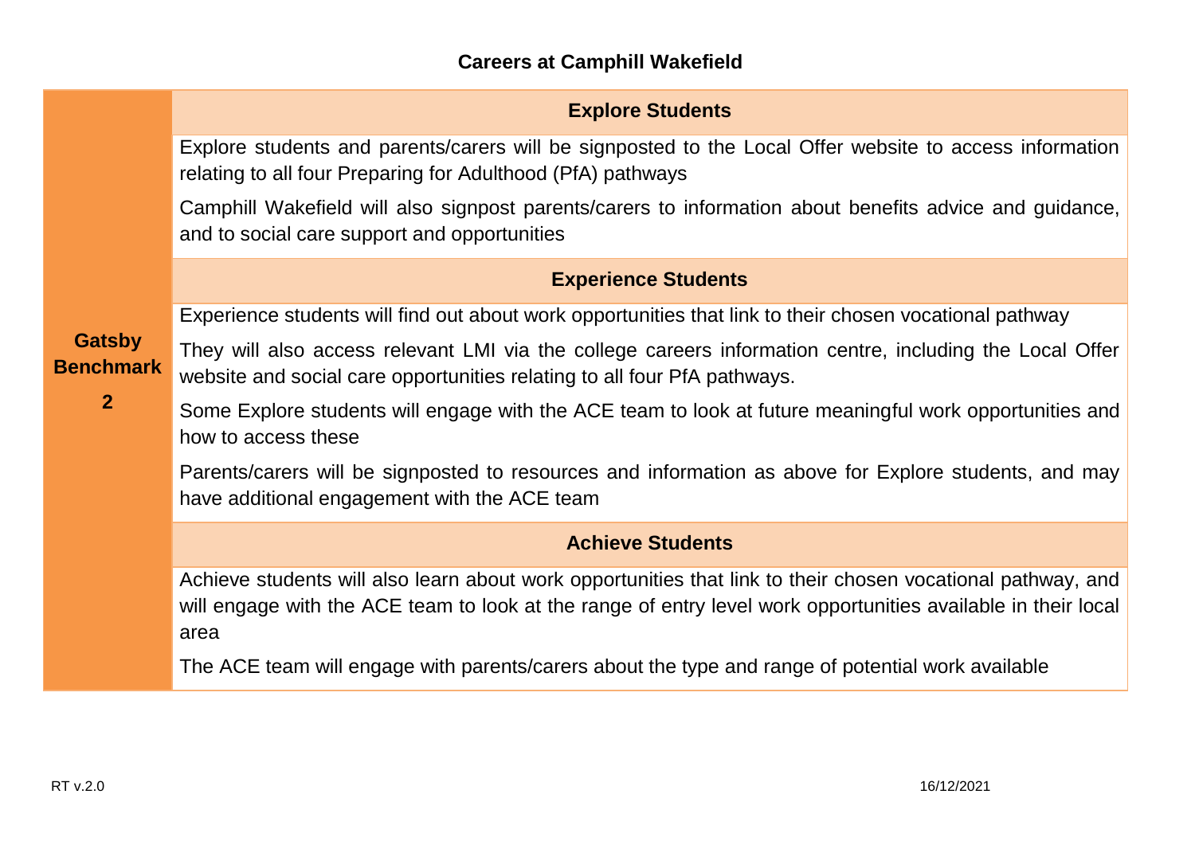## Careers at Camphill Wakefield

| Gatsby Benchmark 2 | |
|---|---|
| | **Explore Students** |
| | Explore students and parents/carers will be signposted to the Local Offer website to access information relating to all four Preparing for Adulthood (PfA) pathways<br><br>Camphill Wakefield will also signpost parents/carers to information about benefits advice and guidance, and to social care support and opportunities |
| | **Experience Students** |
| | Experience students will find out about work opportunities that link to their chosen vocational pathway<br><br>They will also access relevant LMI via the college careers information centre, including the Local Offer website and social care opportunities relating to all four PfA pathways.<br><br>Some Explore students will engage with the ACE team to look at future meaningful work opportunities and how to access these<br><br>Parents/carers will be signposted to resources and information as above for Explore students, and may have additional engagement with the ACE team |
| | **Achieve Students** |
| | Achieve students will also learn about work opportunities that link to their chosen vocational pathway, and will engage with the ACE team to look at the range of entry level work opportunities available in their local area<br><br>The ACE team will engage with parents/carers about the type and range of potential work available |

RT v.2.0 16/12/2021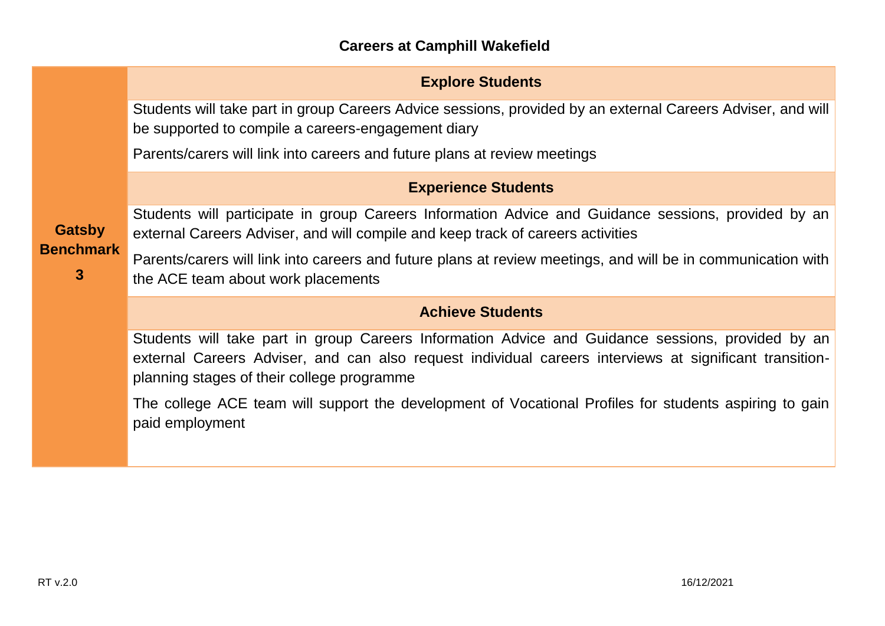**Careers at Camphill Wakefield**

| Gatsby Benchmark 3 | |
|---|---|
| | **Explore Students** |
| | Students will take part in group Careers Advice sessions, provided by an external Careers Adviser, and will be supported to compile a careers-engagement diary<br><br>Parents/carers will link into careers and future plans at review meetings |
| | **Experience Students** |
| | Students will participate in group Careers Information Advice and Guidance sessions, provided by an external Careers Adviser, and will compile and keep track of careers activities<br><br>Parents/carers will link into careers and future plans at review meetings, and will be in communication with the ACE team about work placements |
| | **Achieve Students** |
| | Students will take part in group Careers Information Advice and Guidance sessions, provided by an external Careers Adviser, and can also request individual careers interviews at significant transition-planning stages of their college programme<br><br>The college ACE team will support the development of Vocational Profiles for students aspiring to gain paid employment |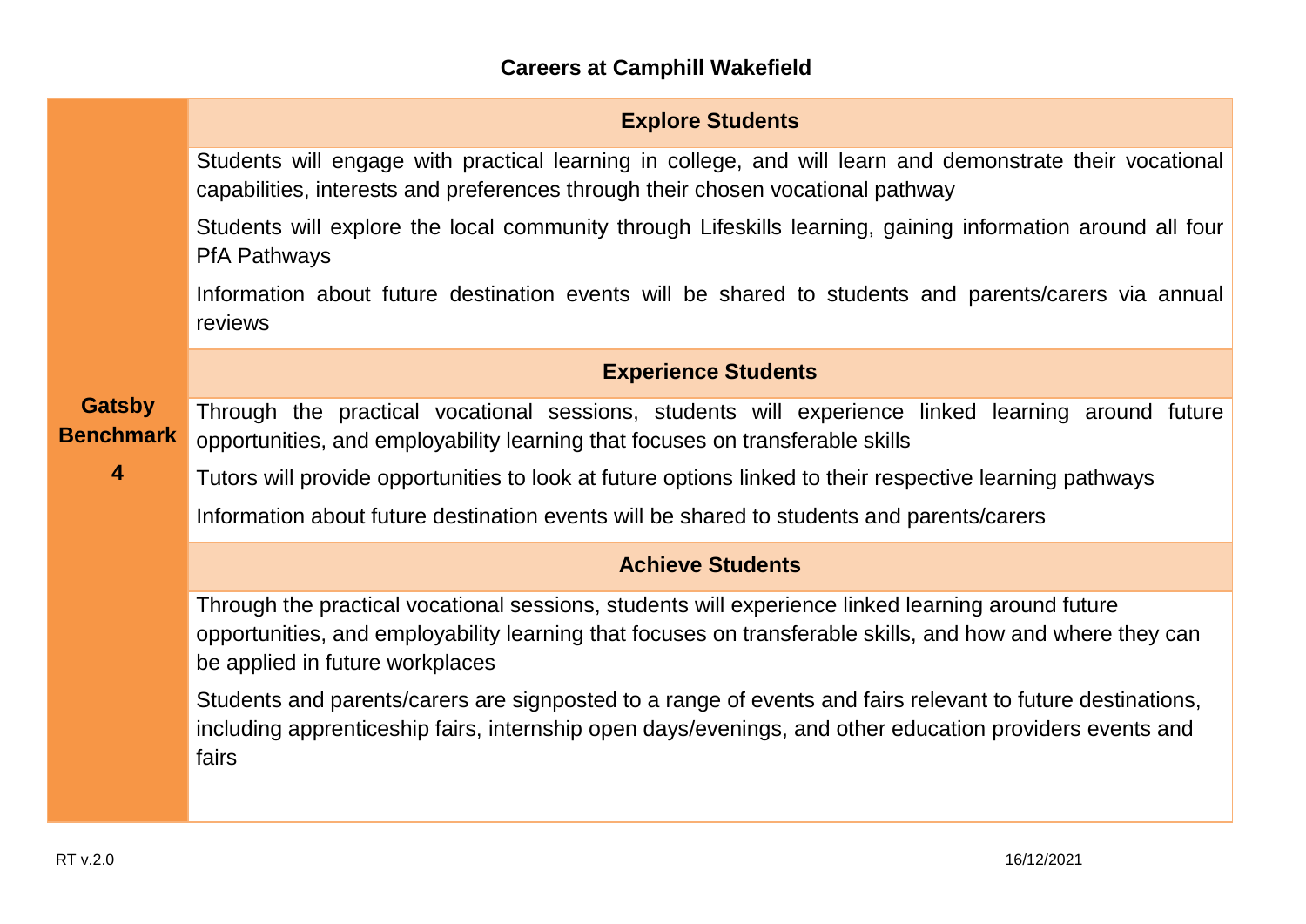### Careers at Camphill Wakefield

| | |
|---|---|
| **Gatsby Benchmark 4** | **Explore Students** |
| | Students will engage with practical learning in college, and will learn and demonstrate their vocational capabilities, interests and preferences through their chosen vocational pathway<br><br>Students will explore the local community through Lifeskills learning, gaining information around all four PfA Pathways<br><br>Information about future destination events will be shared to students and parents/carers via annual reviews |
| | **Experience Students** |
| | Through the practical vocational sessions, students will experience linked learning around future opportunities, and employability learning that focuses on transferable skills<br><br>Tutors will provide opportunities to look at future options linked to their respective learning pathways<br><br>Information about future destination events will be shared to students and parents/carers |
| | **Achieve Students** |
| | Through the practical vocational sessions, students will experience linked learning around future opportunities, and employability learning that focuses on transferable skills, and how and where they can be applied in future workplaces<br><br>Students and parents/carers are signposted to a range of events and fairs relevant to future destinations, including apprenticeship fairs, internship open days/evenings, and other education providers events and fairs |

RT v.2.0 16/12/2021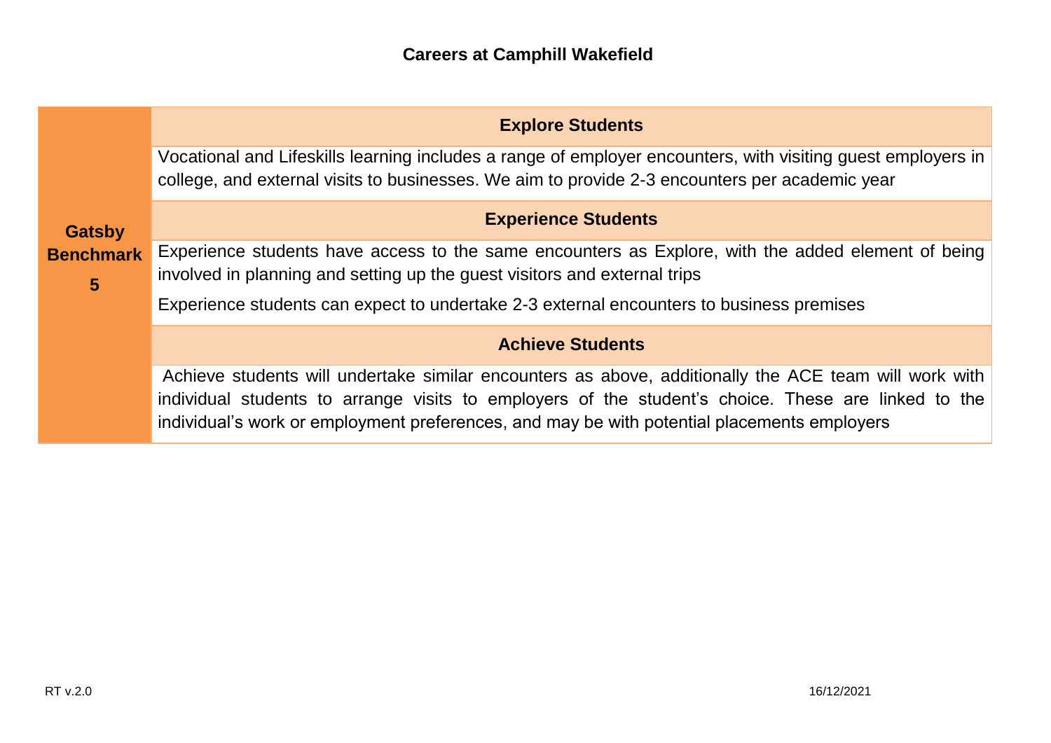## Careers at Camphill Wakefield

| | |
|---|---|
| **Gatsby Benchmark 5** | **Explore Students** |
| | Vocational and Lifeskills learning includes a range of employer encounters, with visiting guest employers in college, and external visits to businesses. We aim to provide 2-3 encounters per academic year |
| | **Experience Students** |
| | Experience students have access to the same encounters as Explore, with the added element of being involved in planning and setting up the guest visitors and external trips<br><br>Experience students can expect to undertake 2-3 external encounters to business premises |
| | **Achieve Students** |
| | Achieve students will undertake similar encounters as above, additionally the ACE team will work with individual students to arrange visits to employers of the student's choice. These are linked to the individual's work or employment preferences, and may be with potential placements employers |

RT v.2.0 16/12/2021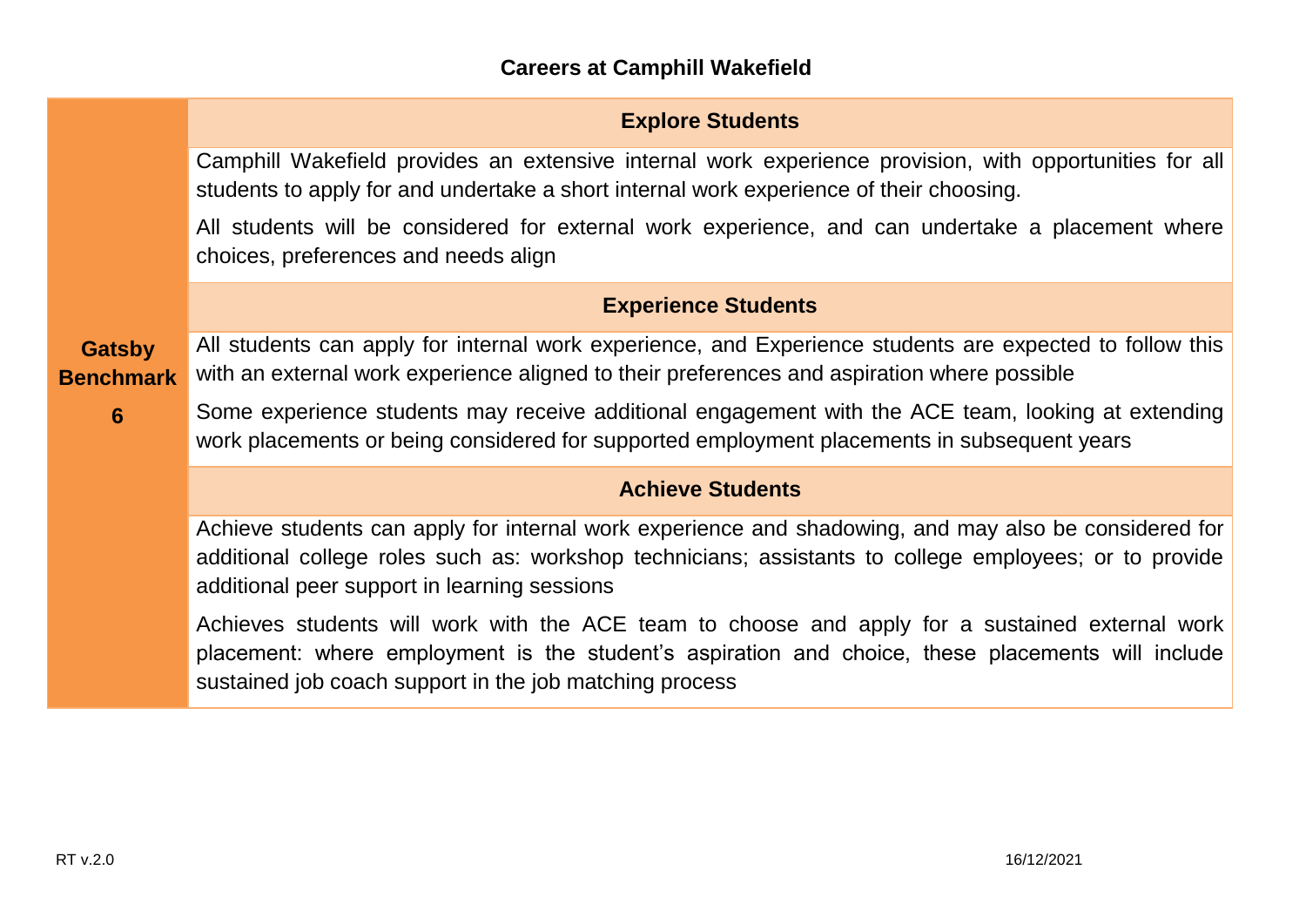**Careers at Camphill Wakefield**

| | |
|---|---|
| **Gatsby Benchmark 6** | **Explore Students** |
| | Camphill Wakefield provides an extensive internal work experience provision, with opportunities for all students to apply for and undertake a short internal work experience of their choosing.<br><br>All students will be considered for external work experience, and can undertake a placement where choices, preferences and needs align |
| | **Experience Students** |
| | All students can apply for internal work experience, and Experience students are expected to follow this with an external work experience aligned to their preferences and aspiration where possible<br><br>Some experience students may receive additional engagement with the ACE team, looking at extending work placements or being considered for supported employment placements in subsequent years |
| | **Achieve Students** |
| | Achieve students can apply for internal work experience and shadowing, and may also be considered for additional college roles such as: workshop technicians; assistants to college employees; or to provide additional peer support in learning sessions<br><br>Achieves students will work with the ACE team to choose and apply for a sustained external work placement: where employment is the student's aspiration and choice, these placements will include sustained job coach support in the job matching process |

RT v.2.0

16/12/2021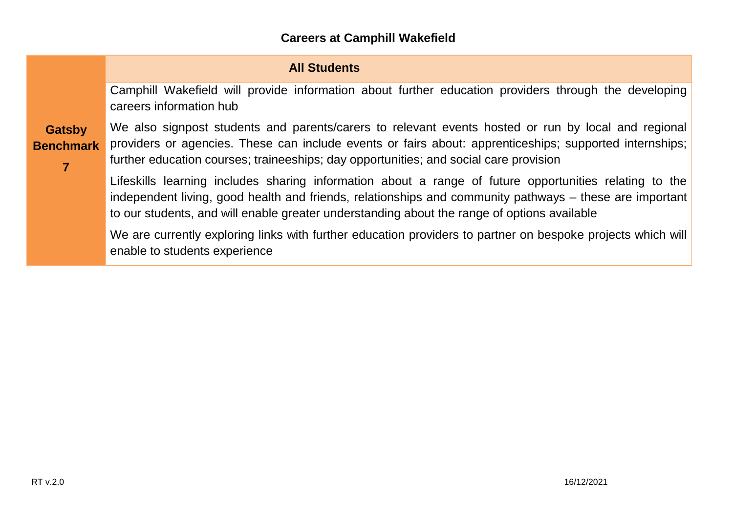## Careers at Camphill Wakefield

| | All Students |
|---|---|
| **Gatsby Benchmark 7** | Camphill Wakefield will provide information about further education providers through the developing careers information hub<br><br>We also signpost students and parents/carers to relevant events hosted or run by local and regional providers or agencies. These can include events or fairs about: apprenticeships; supported internships; further education courses; traineeships; day opportunities; and social care provision<br><br>Lifeskills learning includes sharing information about a range of future opportunities relating to the independent living, good health and friends, relationships and community pathways – these are important to our students, and will enable greater understanding about the range of options available<br><br>We are currently exploring links with further education providers to partner on bespoke projects which will enable to students experience |

RT v.2.0 16/12/2021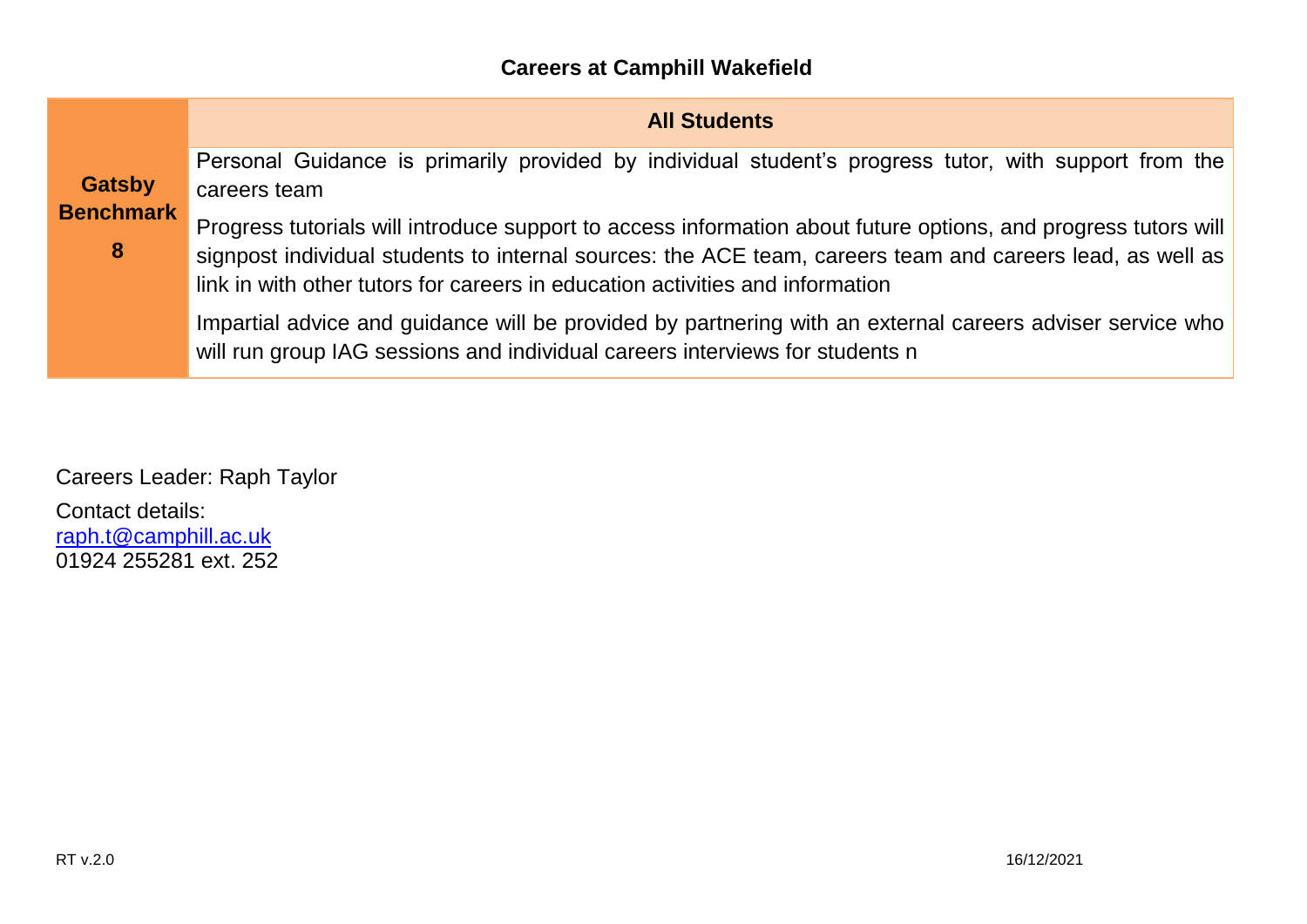## Careers at Camphill Wakefield

| | All Students |
|---|---|
| **Gatsby Benchmark 8** | Personal Guidance is primarily provided by individual student's progress tutor, with support from the careers team<br><br>Progress tutorials will introduce support to access information about future options, and progress tutors will signpost individual students to internal sources: the ACE team, careers team and careers lead, as well as link in with other tutors for careers in education activities and information<br><br>Impartial advice and guidance will be provided by partnering with an external careers adviser service who will run group IAG sessions and individual careers interviews for students n |

Careers Leader: Raph Taylor

Contact details:
raph.t@camphill.ac.uk
01924 255281 ext. 252

RT v.2.0 16/12/2021